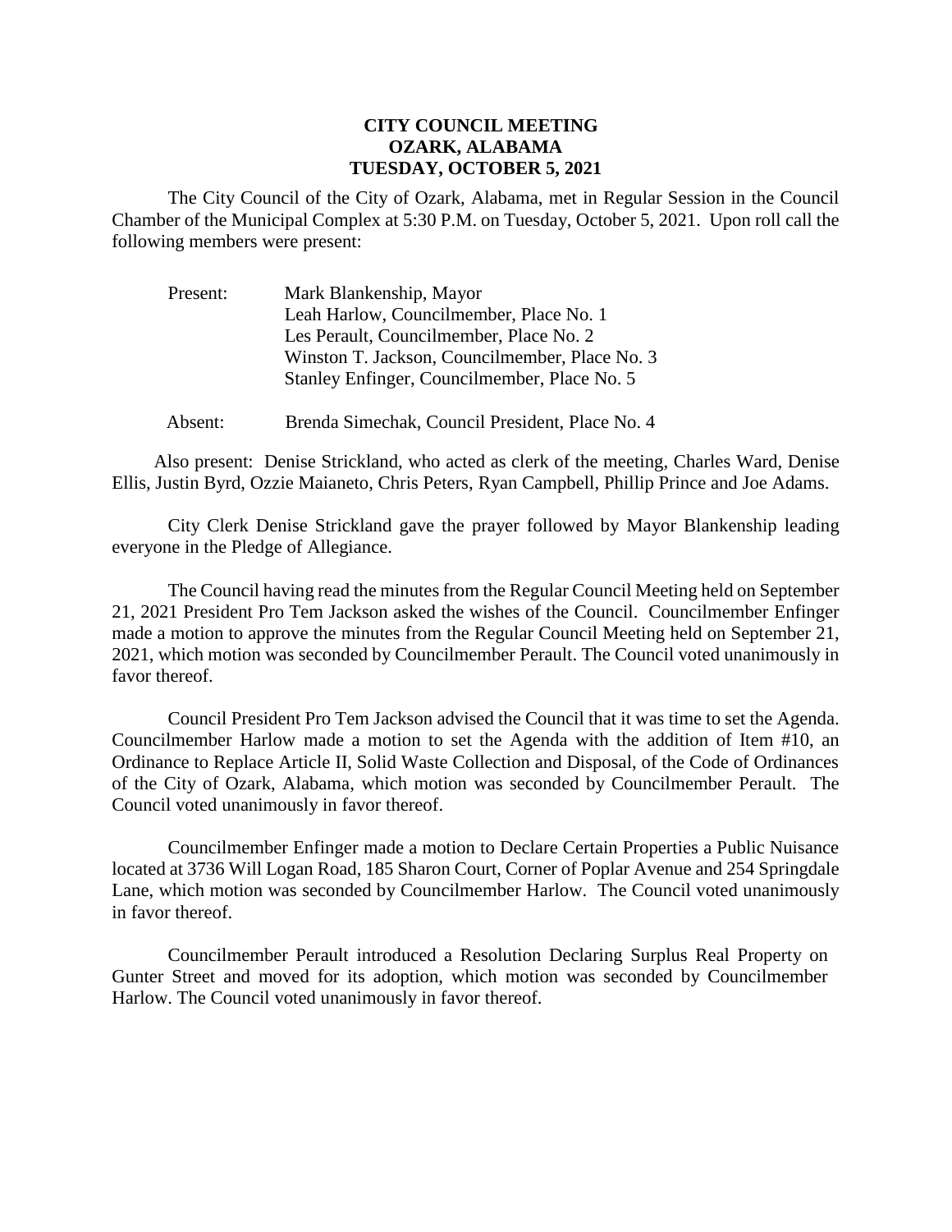# CITY COUNCIL MEETING
# OZARK, ALABAMA
# TUESDAY, OCTOBER 5, 2021

The City Council of the City of Ozark, Alabama, met in Regular Session in the Council Chamber of the Municipal Complex at 5:30 P.M. on Tuesday, October 5, 2021. Upon roll call the following members were present:

Present: Mark Blankenship, Mayor
Leah Harlow, Councilmember, Place No. 1
Les Perault, Councilmember, Place No. 2
Winston T. Jackson, Councilmember, Place No. 3
Stanley Enfinger, Councilmember, Place No. 5

Absent: Brenda Simechak, Council President, Place No. 4

Also present: Denise Strickland, who acted as clerk of the meeting, Charles Ward, Denise Ellis, Justin Byrd, Ozzie Maianeto, Chris Peters, Ryan Campbell, Phillip Prince and Joe Adams.

City Clerk Denise Strickland gave the prayer followed by Mayor Blankenship leading everyone in the Pledge of Allegiance.

The Council having read the minutes from the Regular Council Meeting held on September 21, 2021 President Pro Tem Jackson asked the wishes of the Council. Councilmember Enfinger made a motion to approve the minutes from the Regular Council Meeting held on September 21, 2021, which motion was seconded by Councilmember Perault. The Council voted unanimously in favor thereof.

Council President Pro Tem Jackson advised the Council that it was time to set the Agenda. Councilmember Harlow made a motion to set the Agenda with the addition of Item #10, an Ordinance to Replace Article II, Solid Waste Collection and Disposal, of the Code of Ordinances of the City of Ozark, Alabama, which motion was seconded by Councilmember Perault. The Council voted unanimously in favor thereof.

Councilmember Enfinger made a motion to Declare Certain Properties a Public Nuisance located at 3736 Will Logan Road, 185 Sharon Court, Corner of Poplar Avenue and 254 Springdale Lane, which motion was seconded by Councilmember Harlow. The Council voted unanimously in favor thereof.

Councilmember Perault introduced a Resolution Declaring Surplus Real Property on Gunter Street and moved for its adoption, which motion was seconded by Councilmember Harlow. The Council voted unanimously in favor thereof.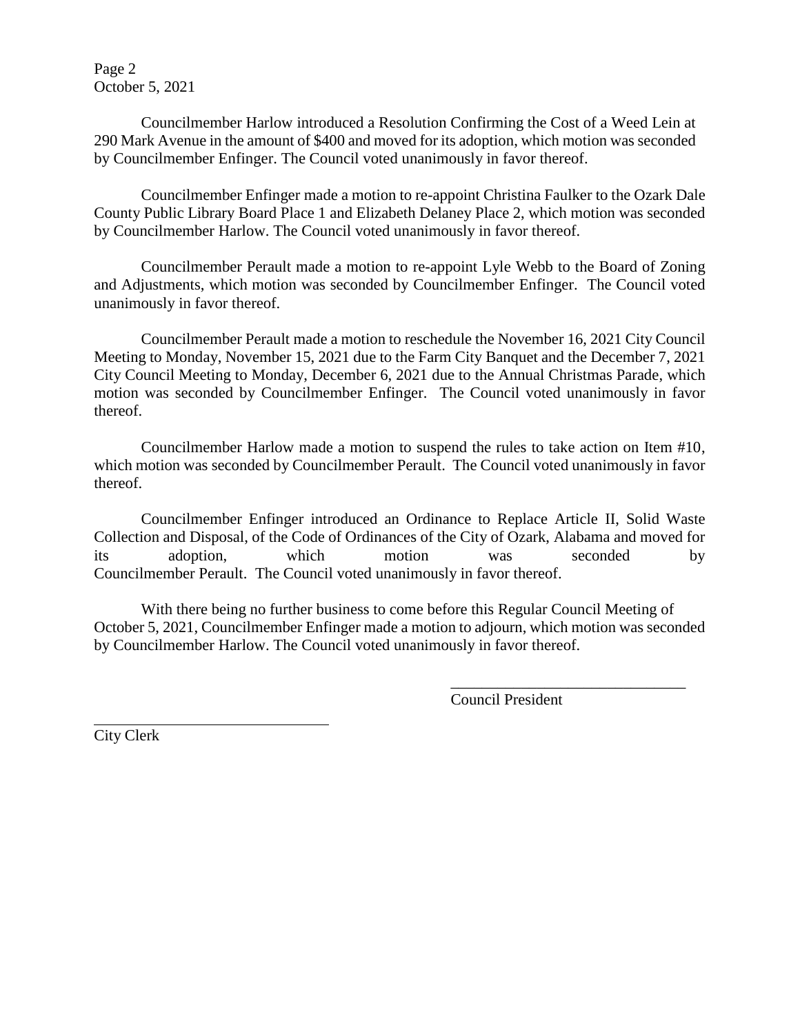Councilmember Harlow introduced a Resolution Confirming the Cost of a Weed Lein at 290 Mark Avenue in the amount of $400 and moved for its adoption, which motion was seconded by Councilmember Enfinger. The Council voted unanimously in favor thereof.

Councilmember Enfinger made a motion to re-appoint Christina Faulker to the Ozark Dale County Public Library Board Place 1 and Elizabeth Delaney Place 2, which motion was seconded by Councilmember Harlow. The Council voted unanimously in favor thereof.

Councilmember Perault made a motion to re-appoint Lyle Webb to the Board of Zoning and Adjustments, which motion was seconded by Councilmember Enfinger. The Council voted unanimously in favor thereof.

Councilmember Perault made a motion to reschedule the November 16, 2021 City Council Meeting to Monday, November 15, 2021 due to the Farm City Banquet and the December 7, 2021 City Council Meeting to Monday, December 6, 2021 due to the Annual Christmas Parade, which motion was seconded by Councilmember Enfinger. The Council voted unanimously in favor thereof.

Councilmember Harlow made a motion to suspend the rules to take action on Item #10, which motion was seconded by Councilmember Perault. The Council voted unanimously in favor thereof.

Councilmember Enfinger introduced an Ordinance to Replace Article II, Solid Waste Collection and Disposal, of the Code of Ordinances of the City of Ozark, Alabama and moved for its adoption, which motion was seconded by Councilmember Perault. The Council voted unanimously in favor thereof.

With there being no further business to come before this Regular Council Meeting of October 5, 2021, Councilmember Enfinger made a motion to adjourn, which motion was seconded by Councilmember Harlow. The Council voted unanimously in favor thereof.

\_\_\_\_\_\_\_\_\_\_\_\_\_\_\_\_\_\_\_\_\_\_\_\_\_\_\_\_\_\_
Council President

\_\_\_\_\_\_\_\_\_\_\_\_\_\_\_\_\_\_\_\_\_\_\_\_\_\_\_\_\_\_
City Clerk